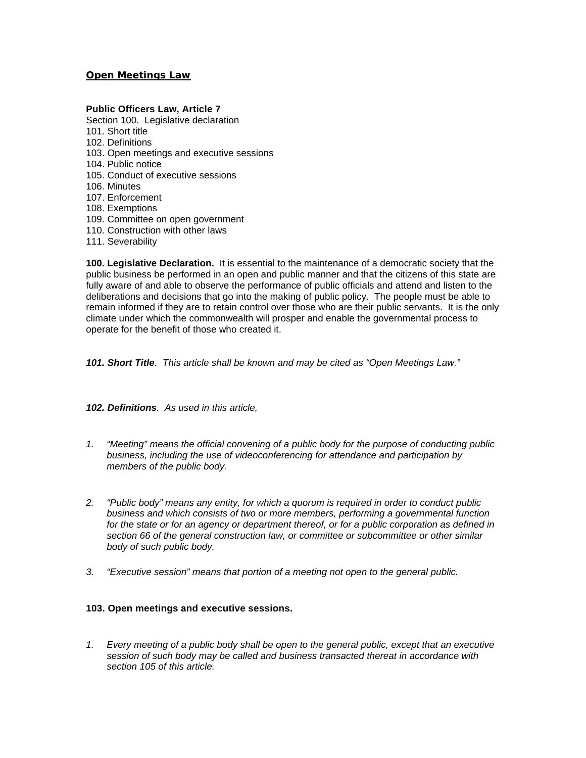# Open Meetings Law

**Public Officers Law, Article 7**

Section 100. Legislative declaration
101. Short title
102. Definitions
103. Open meetings and executive sessions
104. Public notice
105. Conduct of executive sessions
106. Minutes
107. Enforcement
108. Exemptions
109. Committee on open government
110. Construction with other laws
111. Severability

**100. Legislative Declaration.** It is essential to the maintenance of a democratic society that the public business be performed in an open and public manner and that the citizens of this state are fully aware of and able to observe the performance of public officials and attend and listen to the deliberations and decisions that go into the making of public policy. The people must be able to remain informed if they are to retain control over those who are their public servants. It is the only climate under which the commonwealth will prosper and enable the governmental process to operate for the benefit of those who created it.

***101. Short Title****. This article shall be known and may be cited as "Open Meetings Law."*

***102. Definitions****. As used in this article,*

1. *"Meeting" means the official convening of a public body for the purpose of conducting public business, including the use of videoconferencing for attendance and participation by members of the public body.*

2. *"Public body" means any entity, for which a quorum is required in order to conduct public business and which consists of two or more members, performing a governmental function for the state or for an agency or department thereof, or for a public corporation as defined in section 66 of the general construction law, or committee or subcommittee or other similar body of such public body.*

3. *"Executive session" means that portion of a meeting not open to the general public.*

**103. Open meetings and executive sessions.**

1. *Every meeting of a public body shall be open to the general public, except that an executive session of such body may be called and business transacted thereat in accordance with section 105 of this article.*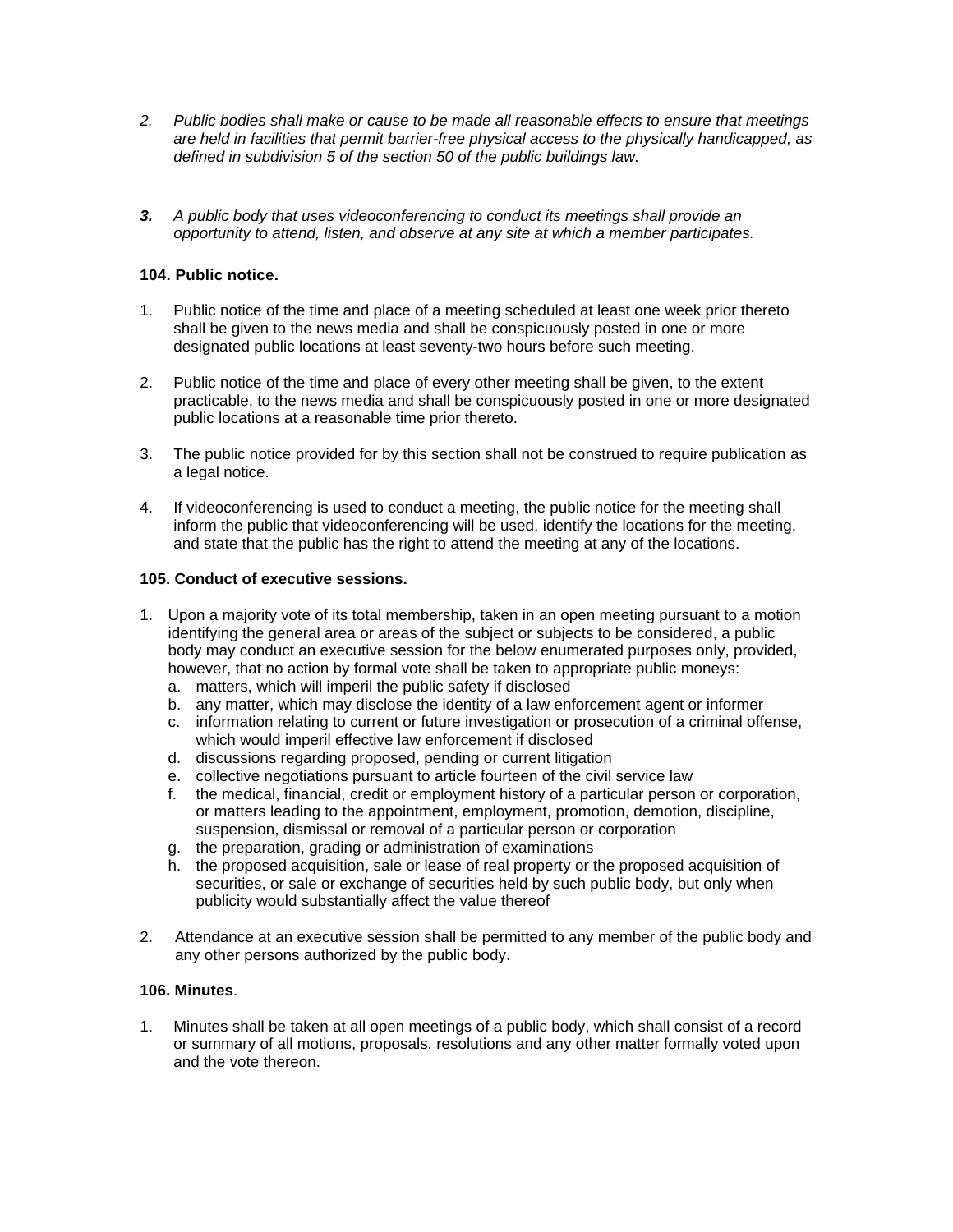2. *Public bodies shall make or cause to be made all reasonable effects to ensure that meetings are held in facilities that permit barrier-free physical access to the physically handicapped, as defined in subdivision 5 of the section 50 of the public buildings law.*

***3.*** *A public body that uses videoconferencing to conduct its meetings shall provide an opportunity to attend, listen, and observe at any site at which a member participates.*

**104. Public notice.**

1. Public notice of the time and place of a meeting scheduled at least one week prior thereto shall be given to the news media and shall be conspicuously posted in one or more designated public locations at least seventy-two hours before such meeting.

2. Public notice of the time and place of every other meeting shall be given, to the extent practicable, to the news media and shall be conspicuously posted in one or more designated public locations at a reasonable time prior thereto.

3. The public notice provided for by this section shall not be construed to require publication as a legal notice.

4. If videoconferencing is used to conduct a meeting, the public notice for the meeting shall inform the public that videoconferencing will be used, identify the locations for the meeting, and state that the public has the right to attend the meeting at any of the locations.

**105. Conduct of executive sessions.**

1. Upon a majority vote of its total membership, taken in an open meeting pursuant to a motion identifying the general area or areas of the subject or subjects to be considered, a public body may conduct an executive session for the below enumerated purposes only, provided, however, that no action by formal vote shall be taken to appropriate public moneys:
   a. matters, which will imperil the public safety if disclosed
   b. any matter, which may disclose the identity of a law enforcement agent or informer
   c. information relating to current or future investigation or prosecution of a criminal offense, which would imperil effective law enforcement if disclosed
   d. discussions regarding proposed, pending or current litigation
   e. collective negotiations pursuant to article fourteen of the civil service law
   f. the medical, financial, credit or employment history of a particular person or corporation, or matters leading to the appointment, employment, promotion, demotion, discipline, suspension, dismissal or removal of a particular person or corporation
   g. the preparation, grading or administration of examinations
   h. the proposed acquisition, sale or lease of real property or the proposed acquisition of securities, or sale or exchange of securities held by such public body, but only when publicity would substantially affect the value thereof

2. Attendance at an executive session shall be permitted to any member of the public body and any other persons authorized by the public body.

**106. Minutes**.

1. Minutes shall be taken at all open meetings of a public body, which shall consist of a record or summary of all motions, proposals, resolutions and any other matter formally voted upon and the vote thereon.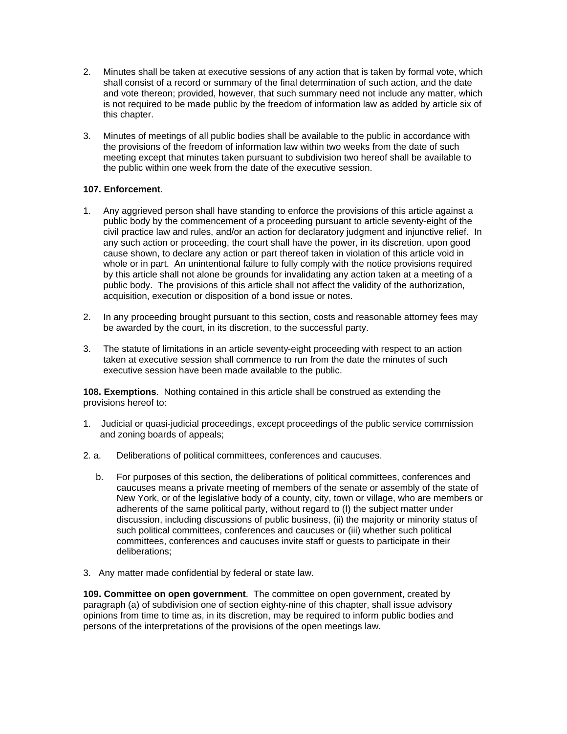2. Minutes shall be taken at executive sessions of any action that is taken by formal vote, which shall consist of a record or summary of the final determination of such action, and the date and vote thereon; provided, however, that such summary need not include any matter, which is not required to be made public by the freedom of information law as added by article six of this chapter.

3. Minutes of meetings of all public bodies shall be available to the public in accordance with the provisions of the freedom of information law within two weeks from the date of such meeting except that minutes taken pursuant to subdivision two hereof shall be available to the public within one week from the date of the executive session.

**107. Enforcement**.

1. Any aggrieved person shall have standing to enforce the provisions of this article against a public body by the commencement of a proceeding pursuant to article seventy-eight of the civil practice law and rules, and/or an action for declaratory judgment and injunctive relief. In any such action or proceeding, the court shall have the power, in its discretion, upon good cause shown, to declare any action or part thereof taken in violation of this article void in whole or in part. An unintentional failure to fully comply with the notice provisions required by this article shall not alone be grounds for invalidating any action taken at a meeting of a public body. The provisions of this article shall not affect the validity of the authorization, acquisition, execution or disposition of a bond issue or notes.

2. In any proceeding brought pursuant to this section, costs and reasonable attorney fees may be awarded by the court, in its discretion, to the successful party.

3. The statute of limitations in an article seventy-eight proceeding with respect to an action taken at executive session shall commence to run from the date the minutes of such executive session have been made available to the public.

**108. Exemptions**. Nothing contained in this article shall be construed as extending the provisions hereof to:

1. Judicial or quasi-judicial proceedings, except proceedings of the public service commission and zoning boards of appeals;

2. a. Deliberations of political committees, conferences and caucuses.

   b. For purposes of this section, the deliberations of political committees, conferences and caucuses means a private meeting of members of the senate or assembly of the state of New York, or of the legislative body of a county, city, town or village, who are members or adherents of the same political party, without regard to (I) the subject matter under discussion, including discussions of public business, (ii) the majority or minority status of such political committees, conferences and caucuses or (iii) whether such political committees, conferences and caucuses invite staff or guests to participate in their deliberations;

3. Any matter made confidential by federal or state law.

**109. Committee on open government**. The committee on open government, created by paragraph (a) of subdivision one of section eighty-nine of this chapter, shall issue advisory opinions from time to time as, in its discretion, may be required to inform public bodies and persons of the interpretations of the provisions of the open meetings law.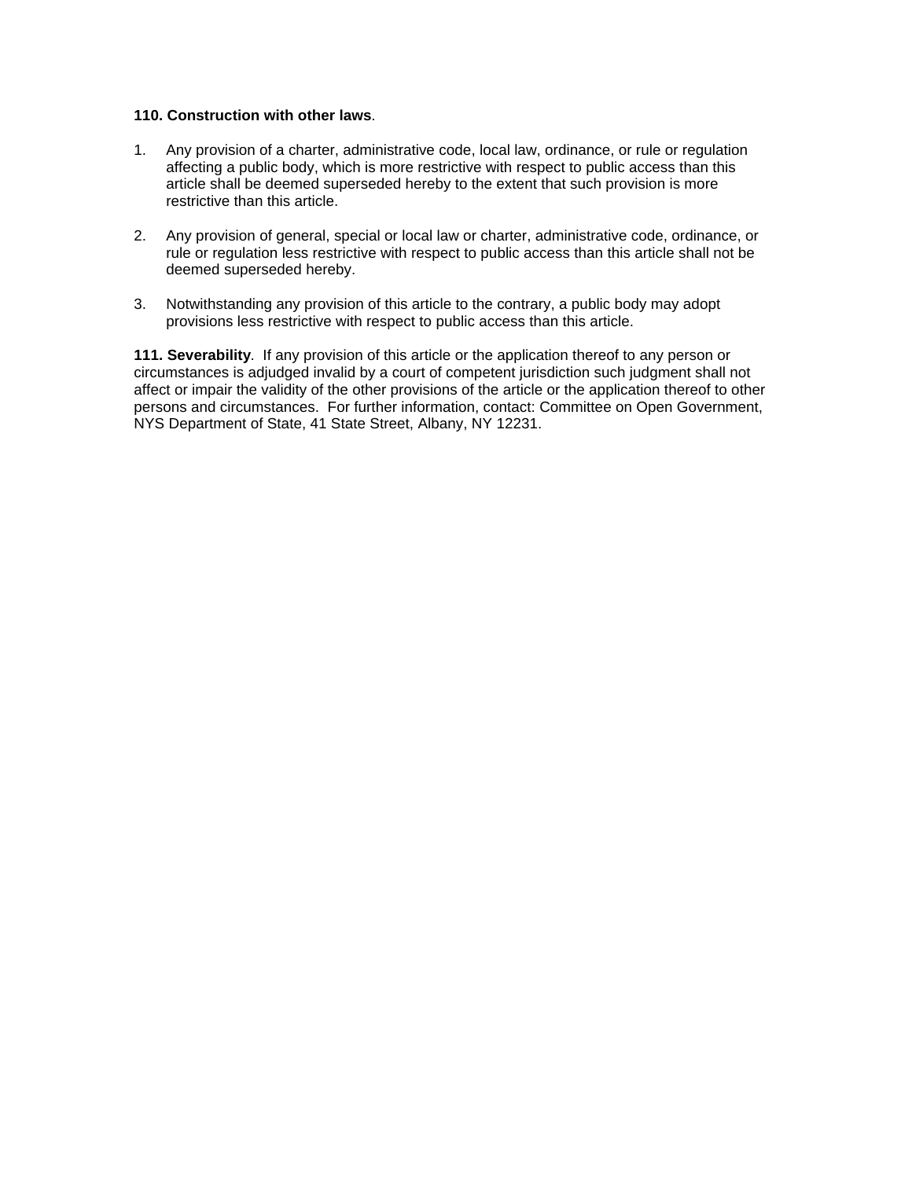**110. Construction with other laws**.

1. Any provision of a charter, administrative code, local law, ordinance, or rule or regulation affecting a public body, which is more restrictive with respect to public access than this article shall be deemed superseded hereby to the extent that such provision is more restrictive than this article.

2. Any provision of general, special or local law or charter, administrative code, ordinance, or rule or regulation less restrictive with respect to public access than this article shall not be deemed superseded hereby.

3. Notwithstanding any provision of this article to the contrary, a public body may adopt provisions less restrictive with respect to public access than this article.

**111. Severability**. If any provision of this article or the application thereof to any person or circumstances is adjudged invalid by a court of competent jurisdiction such judgment shall not affect or impair the validity of the other provisions of the article or the application thereof to other persons and circumstances. For further information, contact: Committee on Open Government, NYS Department of State, 41 State Street, Albany, NY 12231.